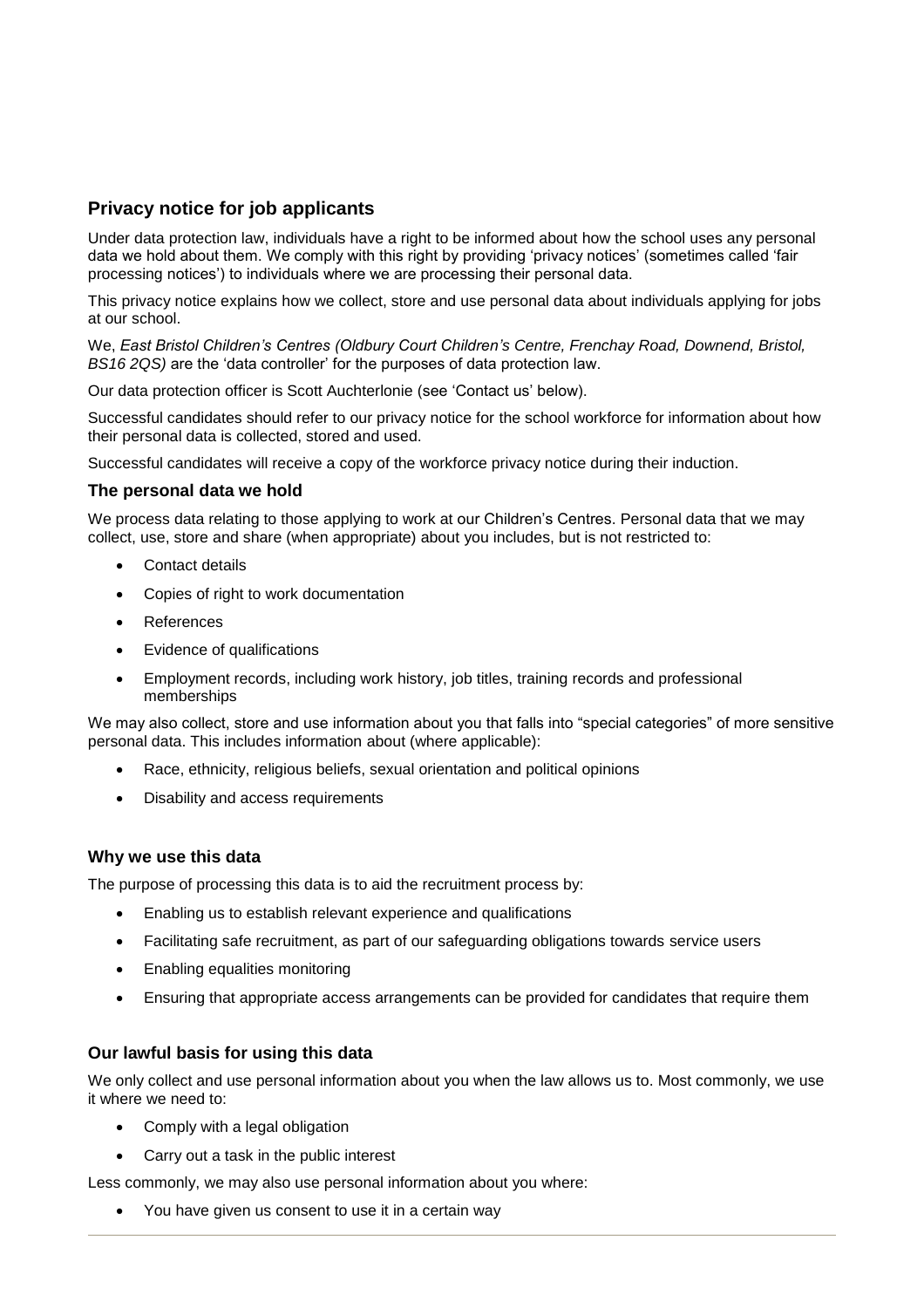## Privacy notice for job applicants

Under data protection law, individuals have a right to be informed about how the school uses any personal data we hold about them. We comply with this right by providing 'privacy notices' (sometimes called 'fair processing notices') to individuals where we are processing their personal data.

This privacy notice explains how we collect, store and use personal data about individuals applying for jobs at our school.

We, *East Bristol Children's Centres (Oldbury Court Children's Centre, Frenchay Road, Downend, Bristol, BS16 2QS)* are the 'data controller' for the purposes of data protection law.

Our data protection officer is Scott Auchterlonie (see 'Contact us' below).

Successful candidates should refer to our privacy notice for the school workforce for information about how their personal data is collected, stored and used.

Successful candidates will receive a copy of the workforce privacy notice during their induction.

### The personal data we hold

We process data relating to those applying to work at our Children's Centres. Personal data that we may collect, use, store and share (when appropriate) about you includes, but is not restricted to:

- Contact details
- Copies of right to work documentation
- References
- Evidence of qualifications
- Employment records, including work history, job titles, training records and professional memberships

We may also collect, store and use information about you that falls into "special categories" of more sensitive personal data. This includes information about (where applicable):

- Race, ethnicity, religious beliefs, sexual orientation and political opinions
- Disability and access requirements

### Why we use this data

The purpose of processing this data is to aid the recruitment process by:

- Enabling us to establish relevant experience and qualifications
- Facilitating safe recruitment, as part of our safeguarding obligations towards service users
- Enabling equalities monitoring
- Ensuring that appropriate access arrangements can be provided for candidates that require them

### Our lawful basis for using this data

We only collect and use personal information about you when the law allows us to. Most commonly, we use it where we need to:

- Comply with a legal obligation
- Carry out a task in the public interest

Less commonly, we may also use personal information about you where:

- You have given us consent to use it in a certain way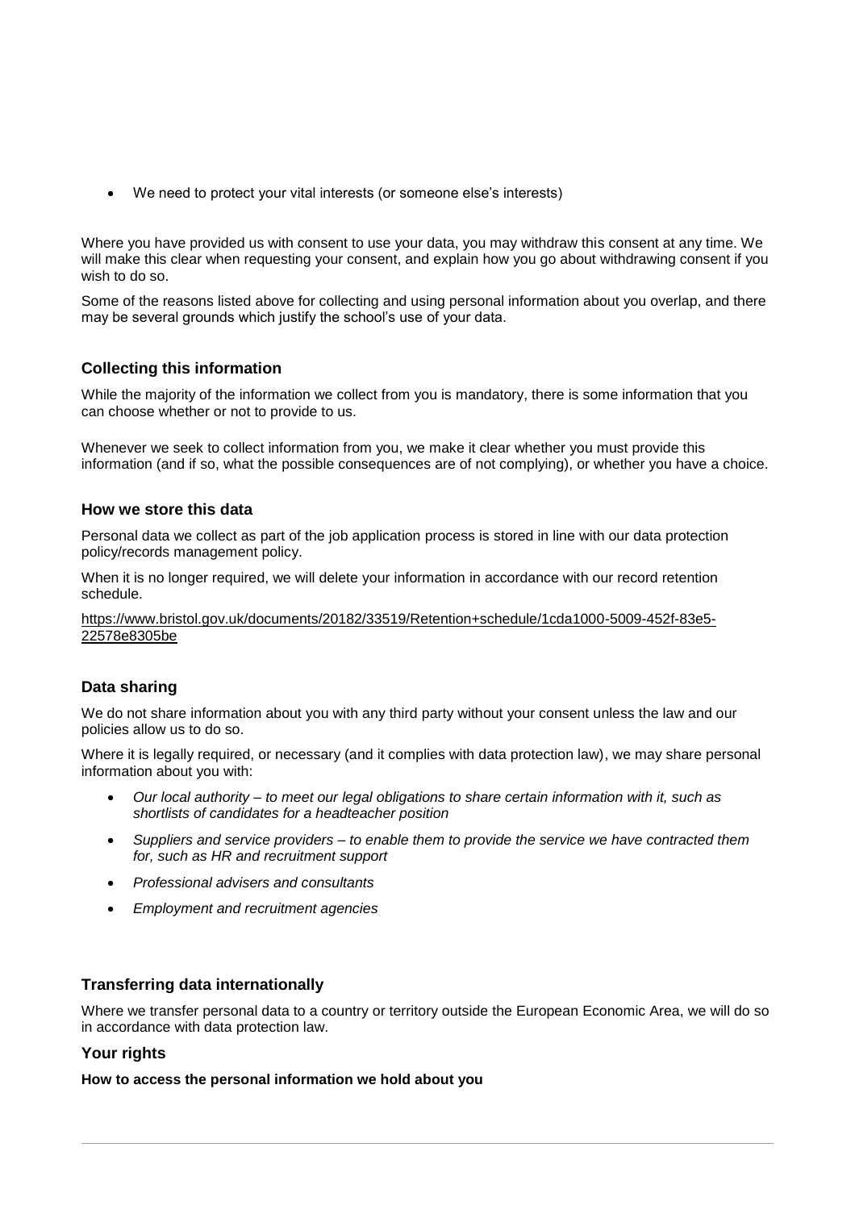- We need to protect your vital interests (or someone else's interests)

Where you have provided us with consent to use your data, you may withdraw this consent at any time. We will make this clear when requesting your consent, and explain how you go about withdrawing consent if you wish to do so.

Some of the reasons listed above for collecting and using personal information about you overlap, and there may be several grounds which justify the school's use of your data.

## Collecting this information

While the majority of the information we collect from you is mandatory, there is some information that you can choose whether or not to provide to us.

Whenever we seek to collect information from you, we make it clear whether you must provide this information (and if so, what the possible consequences are of not complying), or whether you have a choice.

## How we store this data

Personal data we collect as part of the job application process is stored in line with our data protection policy/records management policy.

When it is no longer required, we will delete your information in accordance with our record retention schedule.

https://www.bristol.gov.uk/documents/20182/33519/Retention+schedule/1cda1000-5009-452f-83e5-22578e8305be

## Data sharing

We do not share information about you with any third party without your consent unless the law and our policies allow us to do so.

Where it is legally required, or necessary (and it complies with data protection law), we may share personal information about you with:

- *Our local authority – to meet our legal obligations to share certain information with it, such as shortlists of candidates for a headteacher position*
- *Suppliers and service providers – to enable them to provide the service we have contracted them for, such as HR and recruitment support*
- *Professional advisers and consultants*
- *Employment and recruitment agencies*

## Transferring data internationally

Where we transfer personal data to a country or territory outside the European Economic Area, we will do so in accordance with data protection law.

## Your rights

**How to access the personal information we hold about you**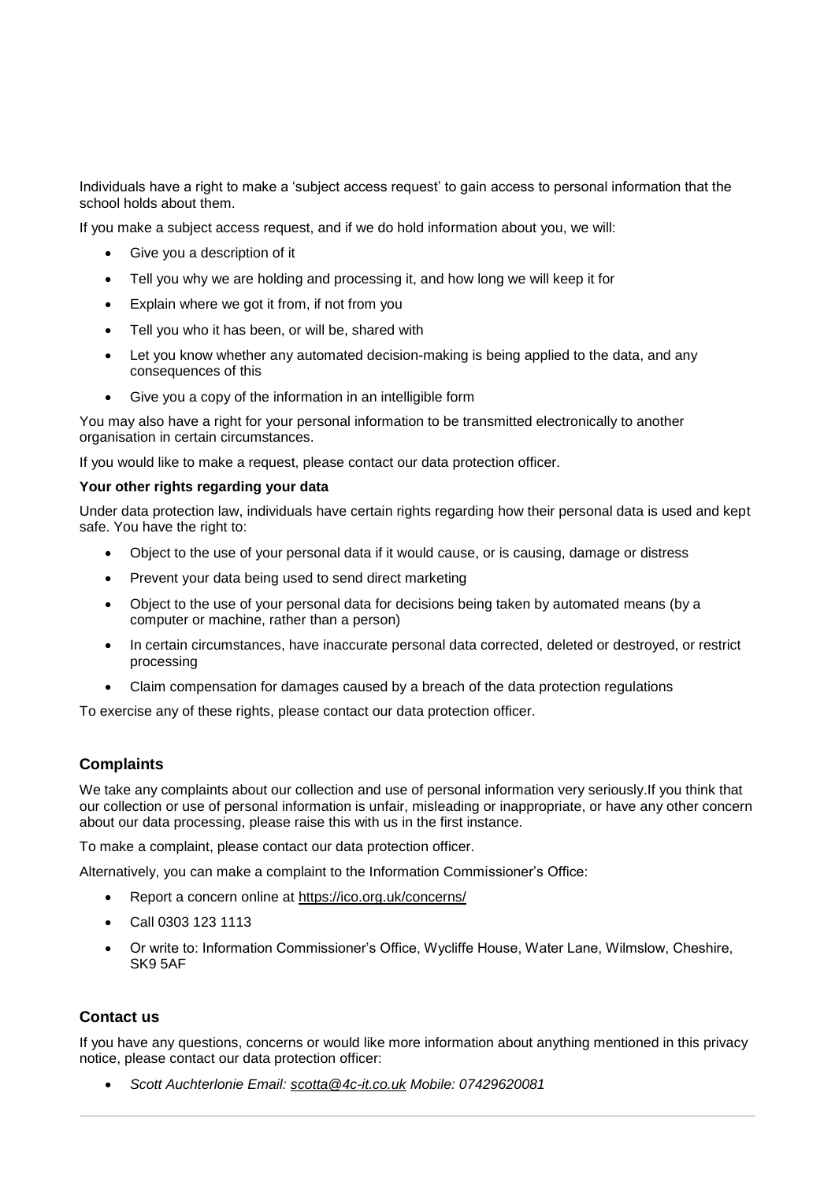Individuals have a right to make a 'subject access request' to gain access to personal information that the school holds about them.

If you make a subject access request, and if we do hold information about you, we will:

- Give you a description of it
- Tell you why we are holding and processing it, and how long we will keep it for
- Explain where we got it from, if not from you
- Tell you who it has been, or will be, shared with
- Let you know whether any automated decision-making is being applied to the data, and any consequences of this
- Give you a copy of the information in an intelligible form

You may also have a right for your personal information to be transmitted electronically to another organisation in certain circumstances.

If you would like to make a request, please contact our data protection officer.

**Your other rights regarding your data**

Under data protection law, individuals have certain rights regarding how their personal data is used and kept safe. You have the right to:

- Object to the use of your personal data if it would cause, or is causing, damage or distress
- Prevent your data being used to send direct marketing
- Object to the use of your personal data for decisions being taken by automated means (by a computer or machine, rather than a person)
- In certain circumstances, have inaccurate personal data corrected, deleted or destroyed, or restrict processing
- Claim compensation for damages caused by a breach of the data protection regulations

To exercise any of these rights, please contact our data protection officer.

## Complaints

We take any complaints about our collection and use of personal information very seriously.If you think that our collection or use of personal information is unfair, misleading or inappropriate, or have any other concern about our data processing, please raise this with us in the first instance.

To make a complaint, please contact our data protection officer.

Alternatively, you can make a complaint to the Information Commissioner's Office:

- Report a concern online at https://ico.org.uk/concerns/
- Call 0303 123 1113
- Or write to: Information Commissioner's Office, Wycliffe House, Water Lane, Wilmslow, Cheshire, SK9 5AF

## Contact us

If you have any questions, concerns or would like more information about anything mentioned in this privacy notice, please contact our data protection officer:

- *Scott Auchterlonie Email: scotta@4c-it.co.uk Mobile: 07429620081*